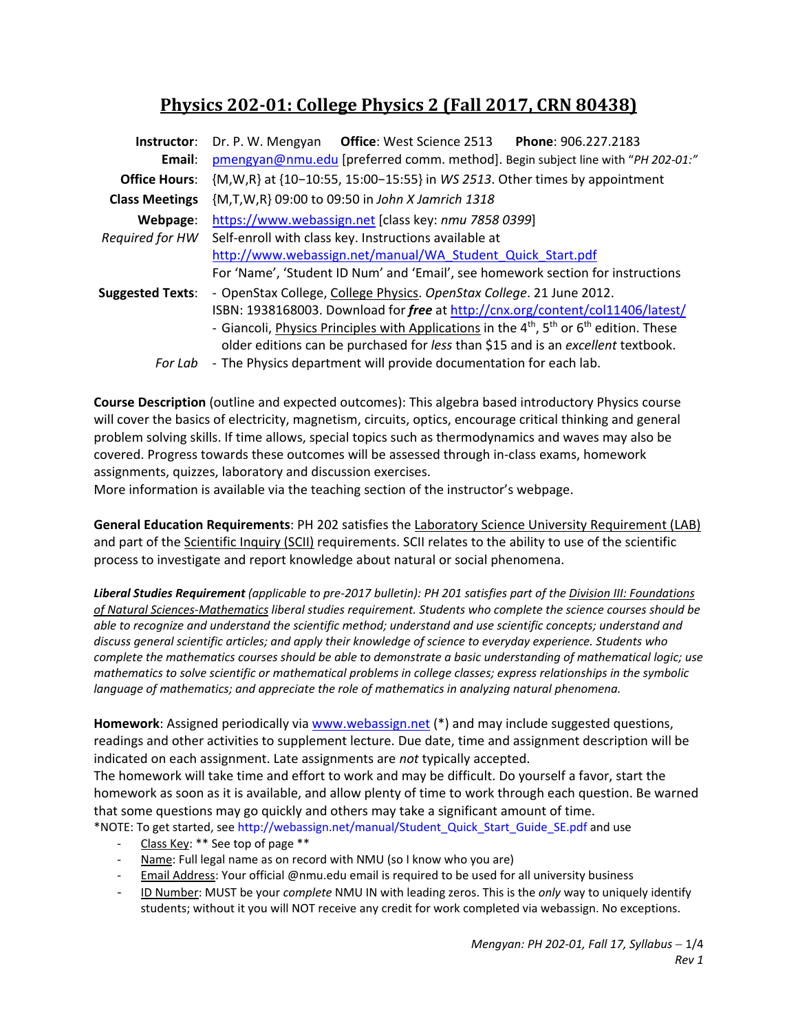# Physics 202-01: College Physics 2 (Fall 2017, CRN 80438)

| | |
|---|---|
| **Instructor**: | Dr. P. W. Mengyan **Office**: West Science 2513 **Phone**: 906.227.2183 |
| **Email**: | pmengyan@nmu.edu [preferred comm. method]. Begin subject line with "*PH 202-01:*" |
| **Office Hours**: | {M,W,R} at {10−10:55, 15:00−15:55} in *WS 2513*. Other times by appointment |
| **Class Meetings** | {M,T,W,R} 09:00 to 09:50 in *John X Jamrich 1318* |
| **Webpage**: | https://www.webassign.net [class key: *nmu 7858 0399*] |
| *Required for HW* | Self-enroll with class key. Instructions available at http://www.webassign.net/manual/WA_Student_Quick_Start.pdf For 'Name', 'Student ID Num' and 'Email', see homework section for instructions |
| **Suggested Texts**: | - OpenStax College, College Physics. *OpenStax College*. 21 June 2012. ISBN: 1938168003. Download for ***free*** at http://cnx.org/content/col11406/latest/ - Giancoli, Physics Principles with Applications in the 4th, 5th or 6th edition. These older editions can be purchased for *less* than $15 and is an *excellent* textbook. |
| *For Lab* | - The Physics department will provide documentation for each lab. |

**Course Description** (outline and expected outcomes): This algebra based introductory Physics course will cover the basics of electricity, magnetism, circuits, optics, encourage critical thinking and general problem solving skills. If time allows, special topics such as thermodynamics and waves may also be covered. Progress towards these outcomes will be assessed through in-class exams, homework assignments, quizzes, laboratory and discussion exercises.
More information is available via the teaching section of the instructor's webpage.

**General Education Requirements**: PH 202 satisfies the Laboratory Science University Requirement (LAB) and part of the Scientific Inquiry (SCII) requirements. SCII relates to the ability to use of the scientific process to investigate and report knowledge about natural or social phenomena.

***Liberal Studies Requirement*** *(applicable to pre-2017 bulletin): PH 201 satisfies part of the Division III: Foundations of Natural Sciences-Mathematics liberal studies requirement. Students who complete the science courses should be able to recognize and understand the scientific method; understand and use scientific concepts; understand and discuss general scientific articles; and apply their knowledge of science to everyday experience. Students who complete the mathematics courses should be able to demonstrate a basic understanding of mathematical logic; use mathematics to solve scientific or mathematical problems in college classes; express relationships in the symbolic language of mathematics; and appreciate the role of mathematics in analyzing natural phenomena.*

**Homework**: Assigned periodically via www.webassign.net (*) and may include suggested questions, readings and other activities to supplement lecture. Due date, time and assignment description will be indicated on each assignment. Late assignments are *not* typically accepted.
The homework will take time and effort to work and may be difficult. Do yourself a favor, start the homework as soon as it is available, and allow plenty of time to work through each question. Be warned that some questions may go quickly and others may take a significant amount of time.
*NOTE: To get started, see http://webassign.net/manual/Student_Quick_Start_Guide_SE.pdf and use

- Class Key: ** See top of page **
- Name: Full legal name as on record with NMU (so I know who you are)
- Email Address: Your official @nmu.edu email is required to be used for all university business
- ID Number: MUST be your *complete* NMU IN with leading zeros. This is the *only* way to uniquely identify students; without it you will NOT receive any credit for work completed via webassign. No exceptions.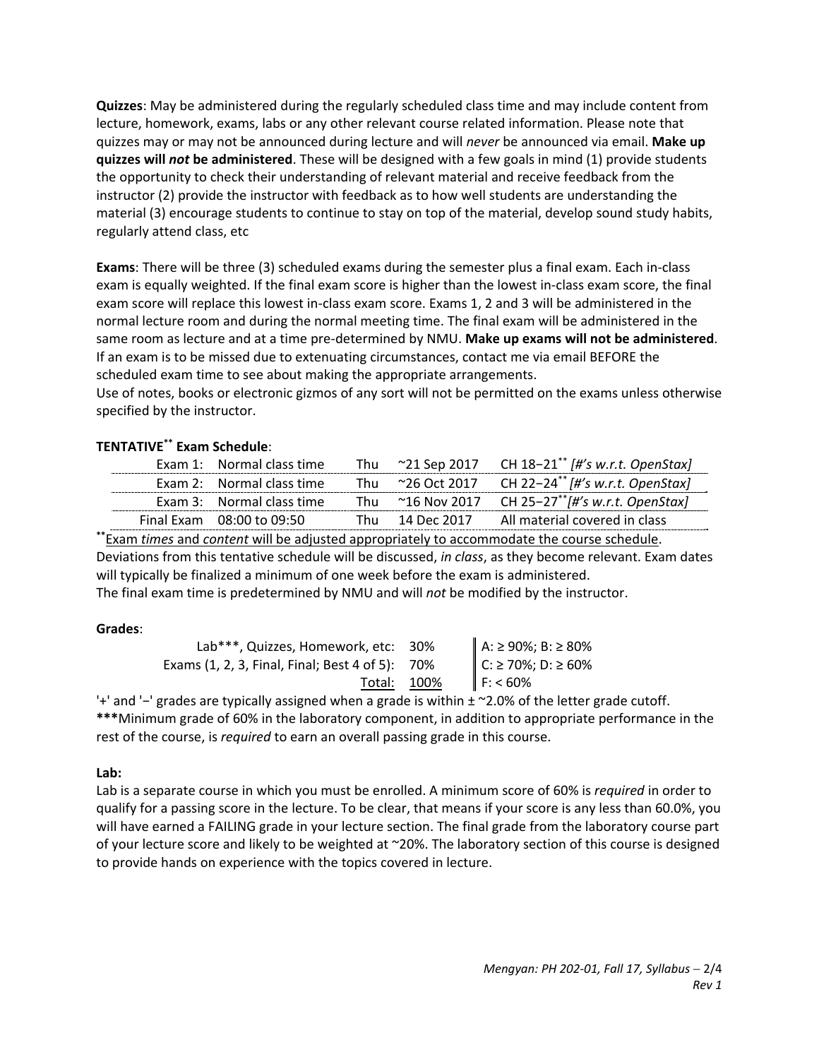**Quizzes**: May be administered during the regularly scheduled class time and may include content from lecture, homework, exams, labs or any other relevant course related information. Please note that quizzes may or may not be announced during lecture and will *never* be announced via email. **Make up quizzes will *not* be administered**. These will be designed with a few goals in mind (1) provide students the opportunity to check their understanding of relevant material and receive feedback from the instructor (2) provide the instructor with feedback as to how well students are understanding the material (3) encourage students to continue to stay on top of the material, develop sound study habits, regularly attend class, etc

**Exams**: There will be three (3) scheduled exams during the semester plus a final exam. Each in-class exam is equally weighted. If the final exam score is higher than the lowest in-class exam score, the final exam score will replace this lowest in-class exam score. Exams 1, 2 and 3 will be administered in the normal lecture room and during the normal meeting time. The final exam will be administered in the same room as lecture and at a time pre-determined by NMU. **Make up exams will not be administered**. If an exam is to be missed due to extenuating circumstances, contact me via email BEFORE the scheduled exam time to see about making the appropriate arrangements.
Use of notes, books or electronic gizmos of any sort will not be permitted on the exams unless otherwise specified by the instructor.

**TENTATIVE[**] Exam Schedule**:

| Exam | Time | Day | Date | Content |
|---|---|---|---|---|
| Exam 1: | Normal class time | Thu | ~21 Sep 2017 | CH 18−21[**] *[#'s w.r.t. OpenStax]* |
| Exam 2: | Normal class time | Thu | ~26 Oct 2017 | CH 22−24[**] *[#'s w.r.t. OpenStax]* |
| Exam 3: | Normal class time | Thu | ~16 Nov 2017 | CH 25−27[**] *[#'s w.r.t. OpenStax]* |
| Final Exam | 08:00 to 09:50 | Thu | 14 Dec 2017 | All material covered in class |

[**] Exam *times* and *content* will be adjusted appropriately to accommodate the course schedule.
Deviations from this tentative schedule will be discussed, *in class*, as they become relevant. Exam dates will typically be finalized a minimum of one week before the exam is administered.
The final exam time is predetermined by NMU and will *not* be modified by the instructor.

**Grades**:

| Component | Weight | Scale |
|---|---|---|
| Lab***, Quizzes, Homework, etc: | 30% | A: ≥ 90%; B: ≥ 80% |
| Exams (1, 2, 3, Final, Final; Best 4 of 5): | 70% | C: ≥ 70%; D: ≥ 60% |
| Total: | 100% | F: < 60% |

'+' and '−' grades are typically assigned when a grade is within ± ~2.0% of the letter grade cutoff.
**\*\*\***Minimum grade of 60% in the laboratory component, in addition to appropriate performance in the rest of the course, is *required* to earn an overall passing grade in this course.

**Lab:**
Lab is a separate course in which you must be enrolled. A minimum score of 60% is *required* in order to qualify for a passing score in the lecture. To be clear, that means if your score is any less than 60.0%, you will have earned a FAILING grade in your lecture section. The final grade from the laboratory course part of your lecture score and likely to be weighted at ~20%. The laboratory section of this course is designed to provide hands on experience with the topics covered in lecture.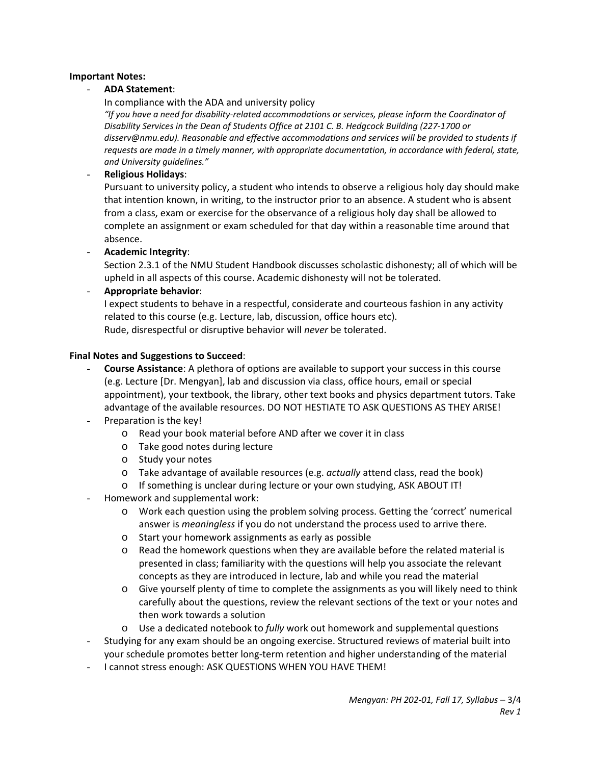**Important Notes:**

- **ADA Statement**:
  In compliance with the ADA and university policy
  *"If you have a need for disability-related accommodations or services, please inform the Coordinator of Disability Services in the Dean of Students Office at 2101 C. B. Hedgcock Building (227-1700 or disserv@nmu.edu). Reasonable and effective accommodations and services will be provided to students if requests are made in a timely manner, with appropriate documentation, in accordance with federal, state, and University guidelines."*
- **Religious Holidays**:
  Pursuant to university policy, a student who intends to observe a religious holy day should make that intention known, in writing, to the instructor prior to an absence. A student who is absent from a class, exam or exercise for the observance of a religious holy day shall be allowed to complete an assignment or exam scheduled for that day within a reasonable time around that absence.
- **Academic Integrity**:
  Section 2.3.1 of the NMU Student Handbook discusses scholastic dishonesty; all of which will be upheld in all aspects of this course. Academic dishonesty will not be tolerated.
- **Appropriate behavior**:
  I expect students to behave in a respectful, considerate and courteous fashion in any activity related to this course (e.g. Lecture, lab, discussion, office hours etc).
  Rude, disrespectful or disruptive behavior will *never* be tolerated.

**Final Notes and Suggestions to Succeed**:

- **Course Assistance**: A plethora of options are available to support your success in this course (e.g. Lecture [Dr. Mengyan], lab and discussion via class, office hours, email or special appointment), your textbook, the library, other text books and physics department tutors. Take advantage of the available resources. DO NOT HESTIATE TO ASK QUESTIONS AS THEY ARISE!
- Preparation is the key!
  - Read your book material before AND after we cover it in class
  - Take good notes during lecture
  - Study your notes
  - Take advantage of available resources (e.g. *actually* attend class, read the book)
  - If something is unclear during lecture or your own studying, ASK ABOUT IT!
- Homework and supplemental work:
  - Work each question using the problem solving process. Getting the 'correct' numerical answer is *meaningless* if you do not understand the process used to arrive there.
  - Start your homework assignments as early as possible
  - Read the homework questions when they are available before the related material is presented in class; familiarity with the questions will help you associate the relevant concepts as they are introduced in lecture, lab and while you read the material
  - Give yourself plenty of time to complete the assignments as you will likely need to think carefully about the questions, review the relevant sections of the text or your notes and then work towards a solution
  - Use a dedicated notebook to *fully* work out homework and supplemental questions
- Studying for any exam should be an ongoing exercise. Structured reviews of material built into your schedule promotes better long-term retention and higher understanding of the material
- I cannot stress enough: ASK QUESTIONS WHEN YOU HAVE THEM!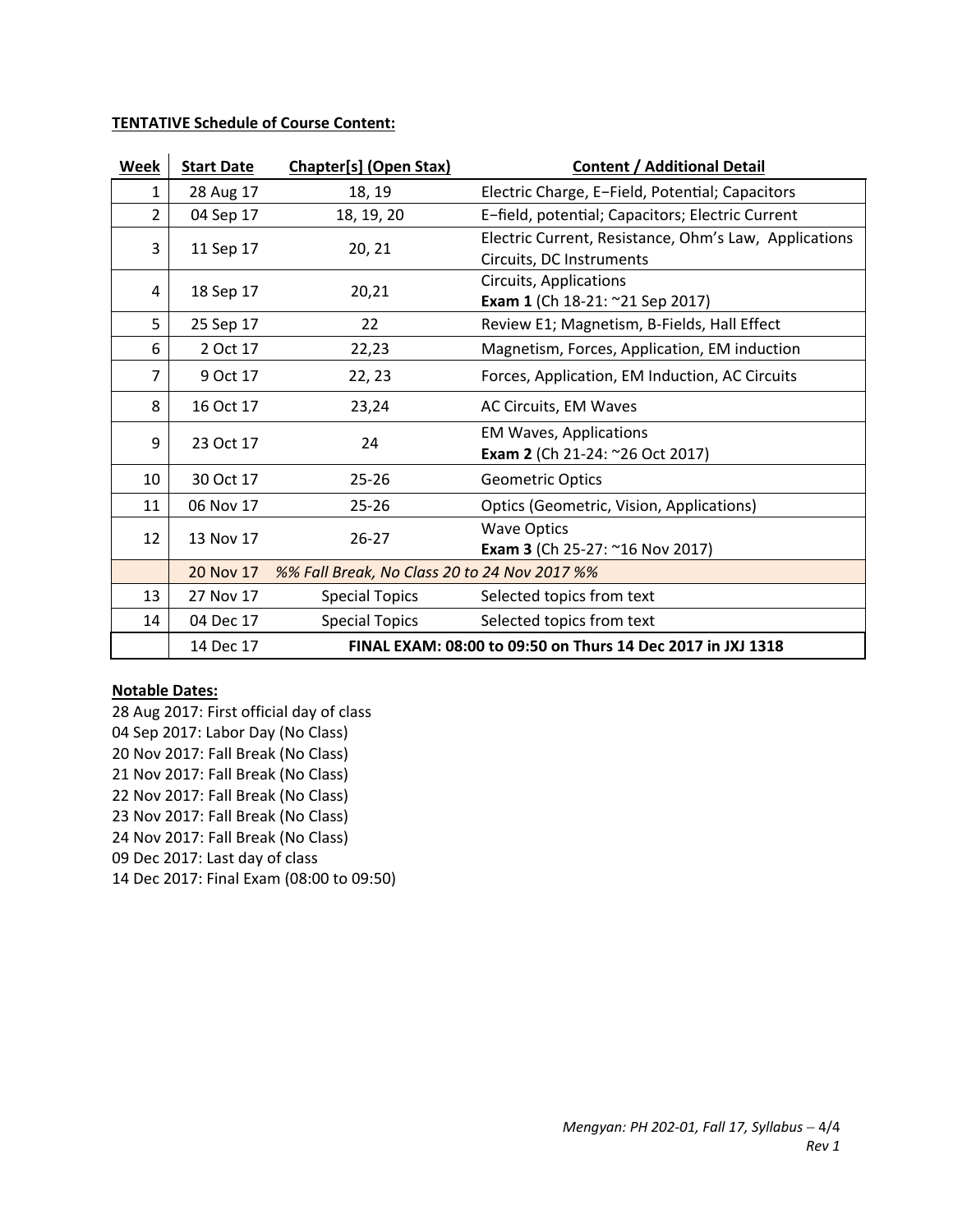**TENTATIVE Schedule of Course Content:**

| Week | Start Date | Chapter[s] (Open Stax) | Content / Additional Detail |
|---|---|---|---|
| 1 | 28 Aug 17 | 18, 19 | Electric Charge, E−Field, Potential; Capacitors |
| 2 | 04 Sep 17 | 18, 19, 20 | E−field, potential; Capacitors; Electric Current |
| 3 | 11 Sep 17 | 20, 21 | Electric Current, Resistance, Ohm's Law, Applications Circuits, DC Instruments |
| 4 | 18 Sep 17 | 20,21 | Circuits, Applications **Exam 1** (Ch 18-21: ~21 Sep 2017) |
| 5 | 25 Sep 17 | 22 | Review E1; Magnetism, B-Fields, Hall Effect |
| 6 | 2 Oct 17 | 22,23 | Magnetism, Forces, Application, EM induction |
| 7 | 9 Oct 17 | 22, 23 | Forces, Application, EM Induction, AC Circuits |
| 8 | 16 Oct 17 | 23,24 | AC Circuits, EM Waves |
| 9 | 23 Oct 17 | 24 | EM Waves, Applications **Exam 2** (Ch 21-24: ~26 Oct 2017) |
| 10 | 30 Oct 17 | 25-26 | Geometric Optics |
| 11 | 06 Nov 17 | 25-26 | Optics (Geometric, Vision, Applications) |
| 12 | 13 Nov 17 | 26-27 | Wave Optics **Exam 3** (Ch 25-27: ~16 Nov 2017) |
| | 20 Nov 17 | *%% Fall Break, No Class 20 to 24 Nov 2017 %%* | |
| 13 | 27 Nov 17 | Special Topics | Selected topics from text |
| 14 | 04 Dec 17 | Special Topics | Selected topics from text |
| | 14 Dec 17 | **FINAL EXAM: 08:00 to 09:50 on Thurs 14 Dec 2017 in JXJ 1318** | |

**Notable Dates:**

28 Aug 2017: First official day of class
04 Sep 2017: Labor Day (No Class)
20 Nov 2017: Fall Break (No Class)
21 Nov 2017: Fall Break (No Class)
22 Nov 2017: Fall Break (No Class)
23 Nov 2017: Fall Break (No Class)
24 Nov 2017: Fall Break (No Class)
09 Dec 2017: Last day of class
14 Dec 2017: Final Exam (08:00 to 09:50)